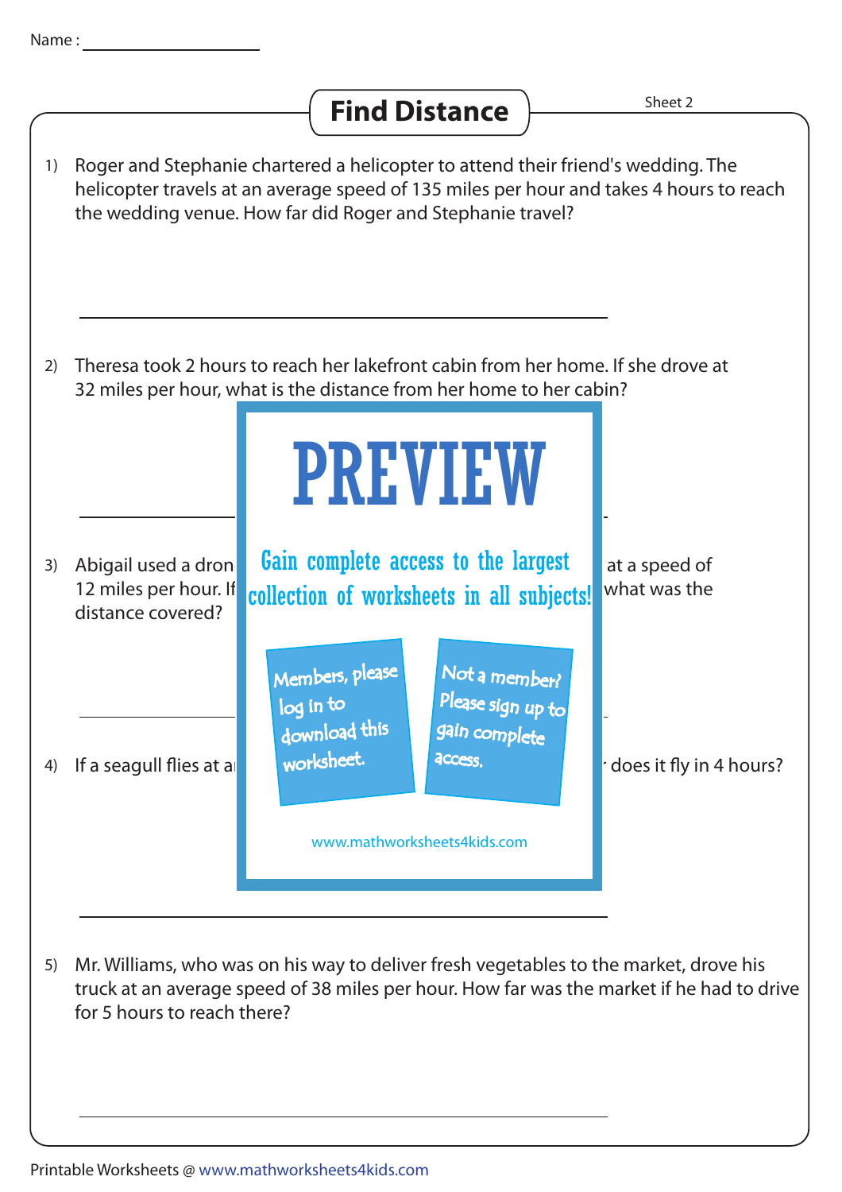Name : ___________________

# Find Distance

Sheet 2

1) Roger and Stephanie chartered a helicopter to attend their friend's wedding. The helicopter travels at an average speed of 135 miles per hour and takes 4 hours to reach the wedding venue. How far did Roger and Stephanie travel?

_______________________________________________

2) Theresa took 2 hours to reach her lakefront cabin from her home. If she drove at 32 miles per hour, what is the distance from her home to her cabin?

PREVIEW

Gain complete access to the largest collection of worksheets in all subjects!

Members, please log in to download this worksheet.

Not a member? Please sign up to gain complete access.

www.mathworksheets4kids.com

_______________________________________________

3) Abigail used a dron ... at a speed of 12 miles per hour. If ... what was the distance covered?

_______________________________________________

4) If a seagull flies at a ... does it fly in 4 hours?

_______________________________________________

5) Mr. Williams, who was on his way to deliver fresh vegetables to the market, drove his truck at an average speed of 38 miles per hour. How far was the market if he had to drive for 5 hours to reach there?

_______________________________________________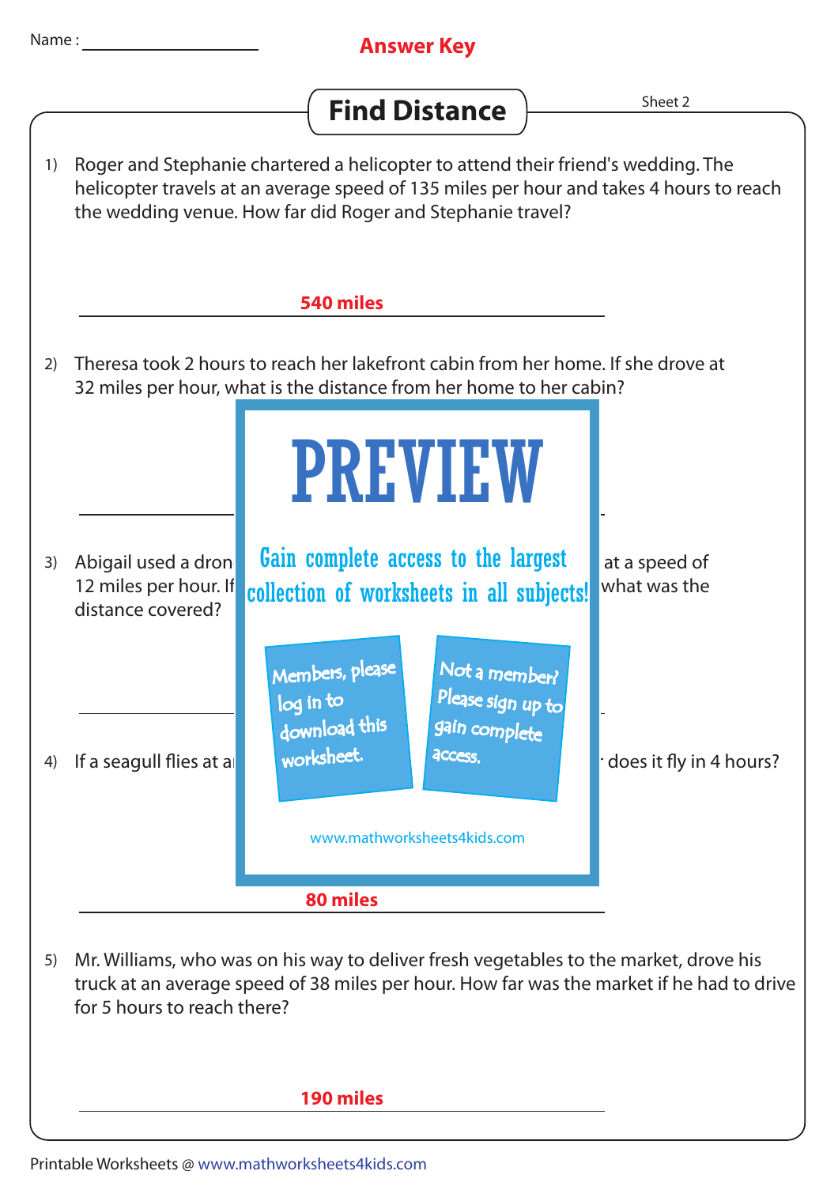Name : ____________________

**Answer Key**

# Find Distance

Sheet 2

1) Roger and Stephanie chartered a helicopter to attend their friend's wedding. The helicopter travels at an average speed of 135 miles per hour and takes 4 hours to reach the wedding venue. How far did Roger and Stephanie travel?

**540 miles**

2) Theresa took 2 hours to reach her lakefront cabin from her home. If she drove at 32 miles per hour, what is the distance from her home to her cabin?

3) Abigail used a dron at a speed of 12 miles per hour. If what was the distance covered?

4) If a seagull flies at a does it fly in 4 hours?

**80 miles**

PREVIEW

Gain complete access to the largest collection of worksheets in all subjects!

Members, please log in to download this worksheet.

Not a member? Please sign up to gain complete access.

www.mathworksheets4kids.com

5) Mr. Williams, who was on his way to deliver fresh vegetables to the market, drove his truck at an average speed of 38 miles per hour. How far was the market if he had to drive for 5 hours to reach there?

**190 miles**

Printable Worksheets @ www.mathworksheets4kids.com